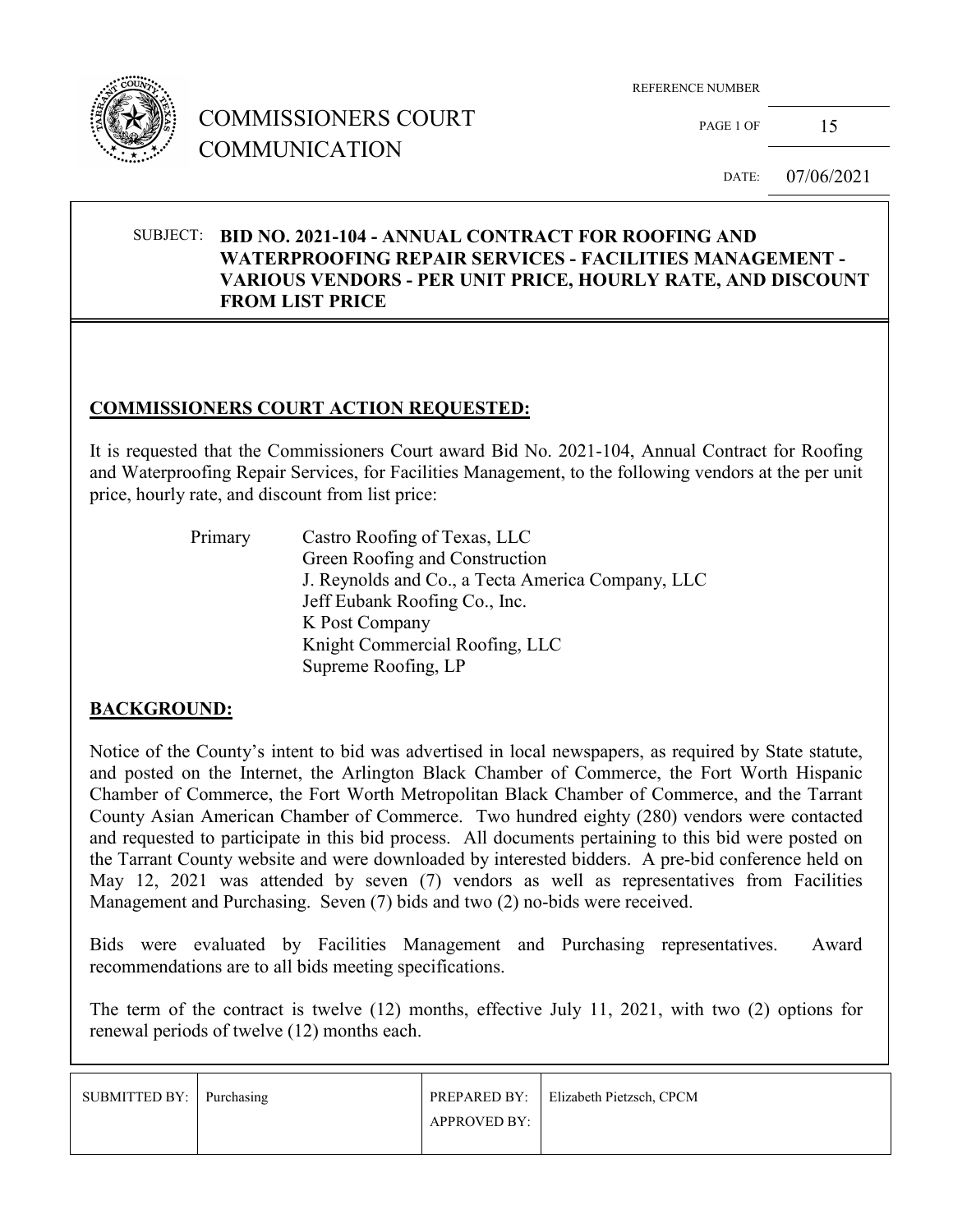# COMMISSIONERS COURT COMMUNICATION

REFERENCE NUMBER

PAGE 1 OF 15

DATE: 07/06/2021

SUBJECT: **BID NO. 2021-104 - ANNUAL CONTRACT FOR ROOFING AND WATERPROOFING REPAIR SERVICES - FACILITIES MANAGEMENT - VARIOUS VENDORS - PER UNIT PRICE, HOURLY RATE, AND DISCOUNT FROM LIST PRICE**

## COMMISSIONERS COURT ACTION REQUESTED:

It is requested that the Commissioners Court award Bid No. 2021-104, Annual Contract for Roofing and Waterproofing Repair Services, for Facilities Management, to the following vendors at the per unit price, hourly rate, and discount from list price:

Primary
- Castro Roofing of Texas, LLC
- Green Roofing and Construction
- J. Reynolds and Co., a Tecta America Company, LLC
- Jeff Eubank Roofing Co., Inc.
- K Post Company
- Knight Commercial Roofing, LLC
- Supreme Roofing, LP

## BACKGROUND:

Notice of the County's intent to bid was advertised in local newspapers, as required by State statute, and posted on the Internet, the Arlington Black Chamber of Commerce, the Fort Worth Hispanic Chamber of Commerce, the Fort Worth Metropolitan Black Chamber of Commerce, and the Tarrant County Asian American Chamber of Commerce. Two hundred eighty (280) vendors were contacted and requested to participate in this bid process. All documents pertaining to this bid were posted on the Tarrant County website and were downloaded by interested bidders. A pre-bid conference held on May 12, 2021 was attended by seven (7) vendors as well as representatives from Facilities Management and Purchasing. Seven (7) bids and two (2) no-bids were received.

Bids were evaluated by Facilities Management and Purchasing representatives. Award recommendations are to all bids meeting specifications.

The term of the contract is twelve (12) months, effective July 11, 2021, with two (2) options for renewal periods of twelve (12) months each.

| SUBMITTED BY: | Purchasing | PREPARED BY: | Elizabeth Pietzsch, CPCM |
|---|---|---|---|
| | | APPROVED BY: | |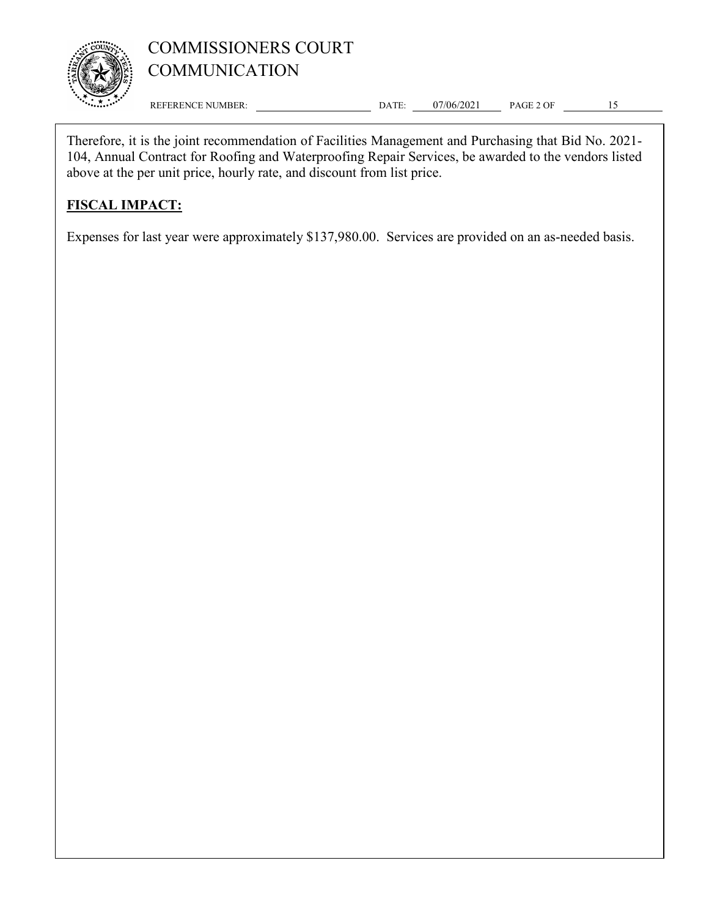Therefore, it is the joint recommendation of Facilities Management and Purchasing that Bid No. 2021-104, Annual Contract for Roofing and Waterproofing Repair Services, be awarded to the vendors listed above at the per unit price, hourly rate, and discount from list price.

## **FISCAL IMPACT:**

Expenses for last year were approximately $137,980.00. Services are provided on an as-needed basis.